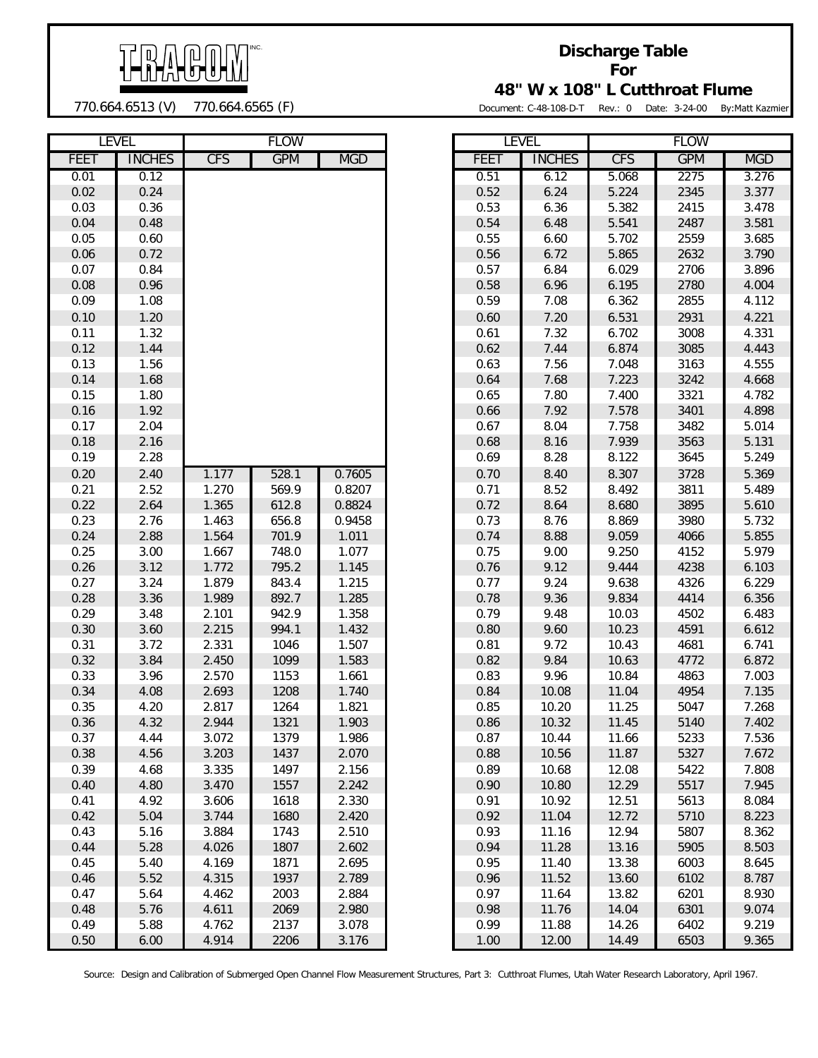TRACOM INC.

770.664.6513 (V) 770.664.6565 (F)

# Discharge Table For 48" W x 108" L Cutthroat Flume

Document: C-48-108-D-T Rev.: 0 Date: 3-24-00 By:Matt Kazmier

| LEVEL | | FLOW | | |
|---|---|---|---|---|
| FEET | INCHES | CFS | GPM | MGD |
| 0.01 | 0.12 | | | |
| 0.02 | 0.24 | | | |
| 0.03 | 0.36 | | | |
| 0.04 | 0.48 | | | |
| 0.05 | 0.60 | | | |
| 0.06 | 0.72 | | | |
| 0.07 | 0.84 | | | |
| 0.08 | 0.96 | | | |
| 0.09 | 1.08 | | | |
| 0.10 | 1.20 | | | |
| 0.11 | 1.32 | | | |
| 0.12 | 1.44 | | | |
| 0.13 | 1.56 | | | |
| 0.14 | 1.68 | | | |
| 0.15 | 1.80 | | | |
| 0.16 | 1.92 | | | |
| 0.17 | 2.04 | | | |
| 0.18 | 2.16 | | | |
| 0.19 | 2.28 | | | |
| 0.20 | 2.40 | 1.177 | 528.1 | 0.7605 |
| 0.21 | 2.52 | 1.270 | 569.9 | 0.8207 |
| 0.22 | 2.64 | 1.365 | 612.8 | 0.8824 |
| 0.23 | 2.76 | 1.463 | 656.8 | 0.9458 |
| 0.24 | 2.88 | 1.564 | 701.9 | 1.011 |
| 0.25 | 3.00 | 1.667 | 748.0 | 1.077 |
| 0.26 | 3.12 | 1.772 | 795.2 | 1.145 |
| 0.27 | 3.24 | 1.879 | 843.4 | 1.215 |
| 0.28 | 3.36 | 1.989 | 892.7 | 1.285 |
| 0.29 | 3.48 | 2.101 | 942.9 | 1.358 |
| 0.30 | 3.60 | 2.215 | 994.1 | 1.432 |
| 0.31 | 3.72 | 2.331 | 1046 | 1.507 |
| 0.32 | 3.84 | 2.450 | 1099 | 1.583 |
| 0.33 | 3.96 | 2.570 | 1153 | 1.661 |
| 0.34 | 4.08 | 2.693 | 1208 | 1.740 |
| 0.35 | 4.20 | 2.817 | 1264 | 1.821 |
| 0.36 | 4.32 | 2.944 | 1321 | 1.903 |
| 0.37 | 4.44 | 3.072 | 1379 | 1.986 |
| 0.38 | 4.56 | 3.203 | 1437 | 2.070 |
| 0.39 | 4.68 | 3.335 | 1497 | 2.156 |
| 0.40 | 4.80 | 3.470 | 1557 | 2.242 |
| 0.41 | 4.92 | 3.606 | 1618 | 2.330 |
| 0.42 | 5.04 | 3.744 | 1680 | 2.420 |
| 0.43 | 5.16 | 3.884 | 1743 | 2.510 |
| 0.44 | 5.28 | 4.026 | 1807 | 2.602 |
| 0.45 | 5.40 | 4.169 | 1871 | 2.695 |
| 0.46 | 5.52 | 4.315 | 1937 | 2.789 |
| 0.47 | 5.64 | 4.462 | 2003 | 2.884 |
| 0.48 | 5.76 | 4.611 | 2069 | 2.980 |
| 0.49 | 5.88 | 4.762 | 2137 | 3.078 |
| 0.50 | 6.00 | 4.914 | 2206 | 3.176 |
| 0.51 | 6.12 | 5.068 | 2275 | 3.276 |
| 0.52 | 6.24 | 5.224 | 2345 | 3.377 |
| 0.53 | 6.36 | 5.382 | 2415 | 3.478 |
| 0.54 | 6.48 | 5.541 | 2487 | 3.581 |
| 0.55 | 6.60 | 5.702 | 2559 | 3.685 |
| 0.56 | 6.72 | 5.865 | 2632 | 3.790 |
| 0.57 | 6.84 | 6.029 | 2706 | 3.896 |
| 0.58 | 6.96 | 6.195 | 2780 | 4.004 |
| 0.59 | 7.08 | 6.362 | 2855 | 4.112 |
| 0.60 | 7.20 | 6.531 | 2931 | 4.221 |
| 0.61 | 7.32 | 6.702 | 3008 | 4.331 |
| 0.62 | 7.44 | 6.874 | 3085 | 4.443 |
| 0.63 | 7.56 | 7.048 | 3163 | 4.555 |
| 0.64 | 7.68 | 7.223 | 3242 | 4.668 |
| 0.65 | 7.80 | 7.400 | 3321 | 4.782 |
| 0.66 | 7.92 | 7.578 | 3401 | 4.898 |
| 0.67 | 8.04 | 7.758 | 3482 | 5.014 |
| 0.68 | 8.16 | 7.939 | 3563 | 5.131 |
| 0.69 | 8.28 | 8.122 | 3645 | 5.249 |
| 0.70 | 8.40 | 8.307 | 3728 | 5.369 |
| 0.71 | 8.52 | 8.492 | 3811 | 5.489 |
| 0.72 | 8.64 | 8.680 | 3895 | 5.610 |
| 0.73 | 8.76 | 8.869 | 3980 | 5.732 |
| 0.74 | 8.88 | 9.059 | 4066 | 5.855 |
| 0.75 | 9.00 | 9.250 | 4152 | 5.979 |
| 0.76 | 9.12 | 9.444 | 4238 | 6.103 |
| 0.77 | 9.24 | 9.638 | 4326 | 6.229 |
| 0.78 | 9.36 | 9.834 | 4414 | 6.356 |
| 0.79 | 9.48 | 10.03 | 4502 | 6.483 |
| 0.80 | 9.60 | 10.23 | 4591 | 6.612 |
| 0.81 | 9.72 | 10.43 | 4681 | 6.741 |
| 0.82 | 9.84 | 10.63 | 4772 | 6.872 |
| 0.83 | 9.96 | 10.84 | 4863 | 7.003 |
| 0.84 | 10.08 | 11.04 | 4954 | 7.135 |
| 0.85 | 10.20 | 11.25 | 5047 | 7.268 |
| 0.86 | 10.32 | 11.45 | 5140 | 7.402 |
| 0.87 | 10.44 | 11.66 | 5233 | 7.536 |
| 0.88 | 10.56 | 11.87 | 5327 | 7.672 |
| 0.89 | 10.68 | 12.08 | 5422 | 7.808 |
| 0.90 | 10.80 | 12.29 | 5517 | 7.945 |
| 0.91 | 10.92 | 12.51 | 5613 | 8.084 |
| 0.92 | 11.04 | 12.72 | 5710 | 8.223 |
| 0.93 | 11.16 | 12.94 | 5807 | 8.362 |
| 0.94 | 11.28 | 13.16 | 5905 | 8.503 |
| 0.95 | 11.40 | 13.38 | 6003 | 8.645 |
| 0.96 | 11.52 | 13.60 | 6102 | 8.787 |
| 0.97 | 11.64 | 13.82 | 6201 | 8.930 |
| 0.98 | 11.76 | 14.04 | 6301 | 9.074 |
| 0.99 | 11.88 | 14.26 | 6402 | 9.219 |
| 1.00 | 12.00 | 14.49 | 6503 | 9.365 |

Source: Design and Calibration of Submerged Open Channel Flow Measurement Structures, Part 3: Cutthroat Flumes, Utah Water Research Laboratory, April 1967.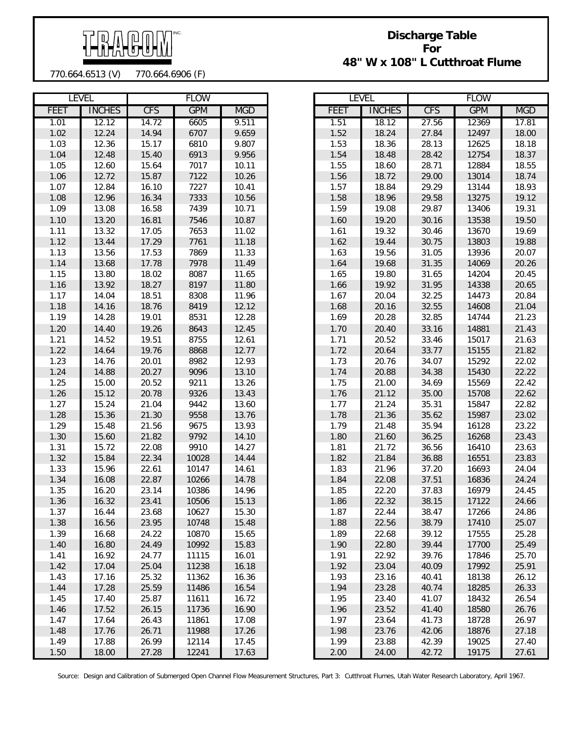TRACOM INC.

770.664.6513 (V)    770.664.6906 (F)

# Discharge Table For 48" W x 108" L Cutthroat Flume

| LEVEL | | FLOW | | |
|---|---|---|---|---|
| FEET | INCHES | CFS | GPM | MGD |
| 1.01 | 12.12 | 14.72 | 6605 | 9.511 |
| 1.02 | 12.24 | 14.94 | 6707 | 9.659 |
| 1.03 | 12.36 | 15.17 | 6810 | 9.807 |
| 1.04 | 12.48 | 15.40 | 6913 | 9.956 |
| 1.05 | 12.60 | 15.64 | 7017 | 10.11 |
| 1.06 | 12.72 | 15.87 | 7122 | 10.26 |
| 1.07 | 12.84 | 16.10 | 7227 | 10.41 |
| 1.08 | 12.96 | 16.34 | 7333 | 10.56 |
| 1.09 | 13.08 | 16.58 | 7439 | 10.71 |
| 1.10 | 13.20 | 16.81 | 7546 | 10.87 |
| 1.11 | 13.32 | 17.05 | 7653 | 11.02 |
| 1.12 | 13.44 | 17.29 | 7761 | 11.18 |
| 1.13 | 13.56 | 17.53 | 7869 | 11.33 |
| 1.14 | 13.68 | 17.78 | 7978 | 11.49 |
| 1.15 | 13.80 | 18.02 | 8087 | 11.65 |
| 1.16 | 13.92 | 18.27 | 8197 | 11.80 |
| 1.17 | 14.04 | 18.51 | 8308 | 11.96 |
| 1.18 | 14.16 | 18.76 | 8419 | 12.12 |
| 1.19 | 14.28 | 19.01 | 8531 | 12.28 |
| 1.20 | 14.40 | 19.26 | 8643 | 12.45 |
| 1.21 | 14.52 | 19.51 | 8755 | 12.61 |
| 1.22 | 14.64 | 19.76 | 8868 | 12.77 |
| 1.23 | 14.76 | 20.01 | 8982 | 12.93 |
| 1.24 | 14.88 | 20.27 | 9096 | 13.10 |
| 1.25 | 15.00 | 20.52 | 9211 | 13.26 |
| 1.26 | 15.12 | 20.78 | 9326 | 13.43 |
| 1.27 | 15.24 | 21.04 | 9442 | 13.60 |
| 1.28 | 15.36 | 21.30 | 9558 | 13.76 |
| 1.29 | 15.48 | 21.56 | 9675 | 13.93 |
| 1.30 | 15.60 | 21.82 | 9792 | 14.10 |
| 1.31 | 15.72 | 22.08 | 9910 | 14.27 |
| 1.32 | 15.84 | 22.34 | 10028 | 14.44 |
| 1.33 | 15.96 | 22.61 | 10147 | 14.61 |
| 1.34 | 16.08 | 22.87 | 10266 | 14.78 |
| 1.35 | 16.20 | 23.14 | 10386 | 14.96 |
| 1.36 | 16.32 | 23.41 | 10506 | 15.13 |
| 1.37 | 16.44 | 23.68 | 10627 | 15.30 |
| 1.38 | 16.56 | 23.95 | 10748 | 15.48 |
| 1.39 | 16.68 | 24.22 | 10870 | 15.65 |
| 1.40 | 16.80 | 24.49 | 10992 | 15.83 |
| 1.41 | 16.92 | 24.77 | 11115 | 16.01 |
| 1.42 | 17.04 | 25.04 | 11238 | 16.18 |
| 1.43 | 17.16 | 25.32 | 11362 | 16.36 |
| 1.44 | 17.28 | 25.59 | 11486 | 16.54 |
| 1.45 | 17.40 | 25.87 | 11611 | 16.72 |
| 1.46 | 17.52 | 26.15 | 11736 | 16.90 |
| 1.47 | 17.64 | 26.43 | 11861 | 17.08 |
| 1.48 | 17.76 | 26.71 | 11988 | 17.26 |
| 1.49 | 17.88 | 26.99 | 12114 | 17.45 |
| 1.50 | 18.00 | 27.28 | 12241 | 17.63 |
| 1.51 | 18.12 | 27.56 | 12369 | 17.81 |
| 1.52 | 18.24 | 27.84 | 12497 | 18.00 |
| 1.53 | 18.36 | 28.13 | 12625 | 18.18 |
| 1.54 | 18.48 | 28.42 | 12754 | 18.37 |
| 1.55 | 18.60 | 28.71 | 12884 | 18.55 |
| 1.56 | 18.72 | 29.00 | 13014 | 18.74 |
| 1.57 | 18.84 | 29.29 | 13144 | 18.93 |
| 1.58 | 18.96 | 29.58 | 13275 | 19.12 |
| 1.59 | 19.08 | 29.87 | 13406 | 19.31 |
| 1.60 | 19.20 | 30.16 | 13538 | 19.50 |
| 1.61 | 19.32 | 30.46 | 13670 | 19.69 |
| 1.62 | 19.44 | 30.75 | 13803 | 19.88 |
| 1.63 | 19.56 | 31.05 | 13936 | 20.07 |
| 1.64 | 19.68 | 31.35 | 14069 | 20.26 |
| 1.65 | 19.80 | 31.65 | 14204 | 20.45 |
| 1.66 | 19.92 | 31.95 | 14338 | 20.65 |
| 1.67 | 20.04 | 32.25 | 14473 | 20.84 |
| 1.68 | 20.16 | 32.55 | 14608 | 21.04 |
| 1.69 | 20.28 | 32.85 | 14744 | 21.23 |
| 1.70 | 20.40 | 33.16 | 14881 | 21.43 |
| 1.71 | 20.52 | 33.46 | 15017 | 21.63 |
| 1.72 | 20.64 | 33.77 | 15155 | 21.82 |
| 1.73 | 20.76 | 34.07 | 15292 | 22.02 |
| 1.74 | 20.88 | 34.38 | 15430 | 22.22 |
| 1.75 | 21.00 | 34.69 | 15569 | 22.42 |
| 1.76 | 21.12 | 35.00 | 15708 | 22.62 |
| 1.77 | 21.24 | 35.31 | 15847 | 22.82 |
| 1.78 | 21.36 | 35.62 | 15987 | 23.02 |
| 1.79 | 21.48 | 35.94 | 16128 | 23.22 |
| 1.80 | 21.60 | 36.25 | 16268 | 23.43 |
| 1.81 | 21.72 | 36.56 | 16410 | 23.63 |
| 1.82 | 21.84 | 36.88 | 16551 | 23.83 |
| 1.83 | 21.96 | 37.20 | 16693 | 24.04 |
| 1.84 | 22.08 | 37.51 | 16836 | 24.24 |
| 1.85 | 22.20 | 37.83 | 16979 | 24.45 |
| 1.86 | 22.32 | 38.15 | 17122 | 24.66 |
| 1.87 | 22.44 | 38.47 | 17266 | 24.86 |
| 1.88 | 22.56 | 38.79 | 17410 | 25.07 |
| 1.89 | 22.68 | 39.12 | 17555 | 25.28 |
| 1.90 | 22.80 | 39.44 | 17700 | 25.49 |
| 1.91 | 22.92 | 39.76 | 17846 | 25.70 |
| 1.92 | 23.04 | 40.09 | 17992 | 25.91 |
| 1.93 | 23.16 | 40.41 | 18138 | 26.12 |
| 1.94 | 23.28 | 40.74 | 18285 | 26.33 |
| 1.95 | 23.40 | 41.07 | 18432 | 26.54 |
| 1.96 | 23.52 | 41.40 | 18580 | 26.76 |
| 1.97 | 23.64 | 41.73 | 18728 | 26.97 |
| 1.98 | 23.76 | 42.06 | 18876 | 27.18 |
| 1.99 | 23.88 | 42.39 | 19025 | 27.40 |
| 2.00 | 24.00 | 42.72 | 19175 | 27.61 |

Source: Design and Calibration of Submerged Open Channel Flow Measurement Structures, Part 3: Cutthroat Flumes, Utah Water Research Laboratory, April 1967.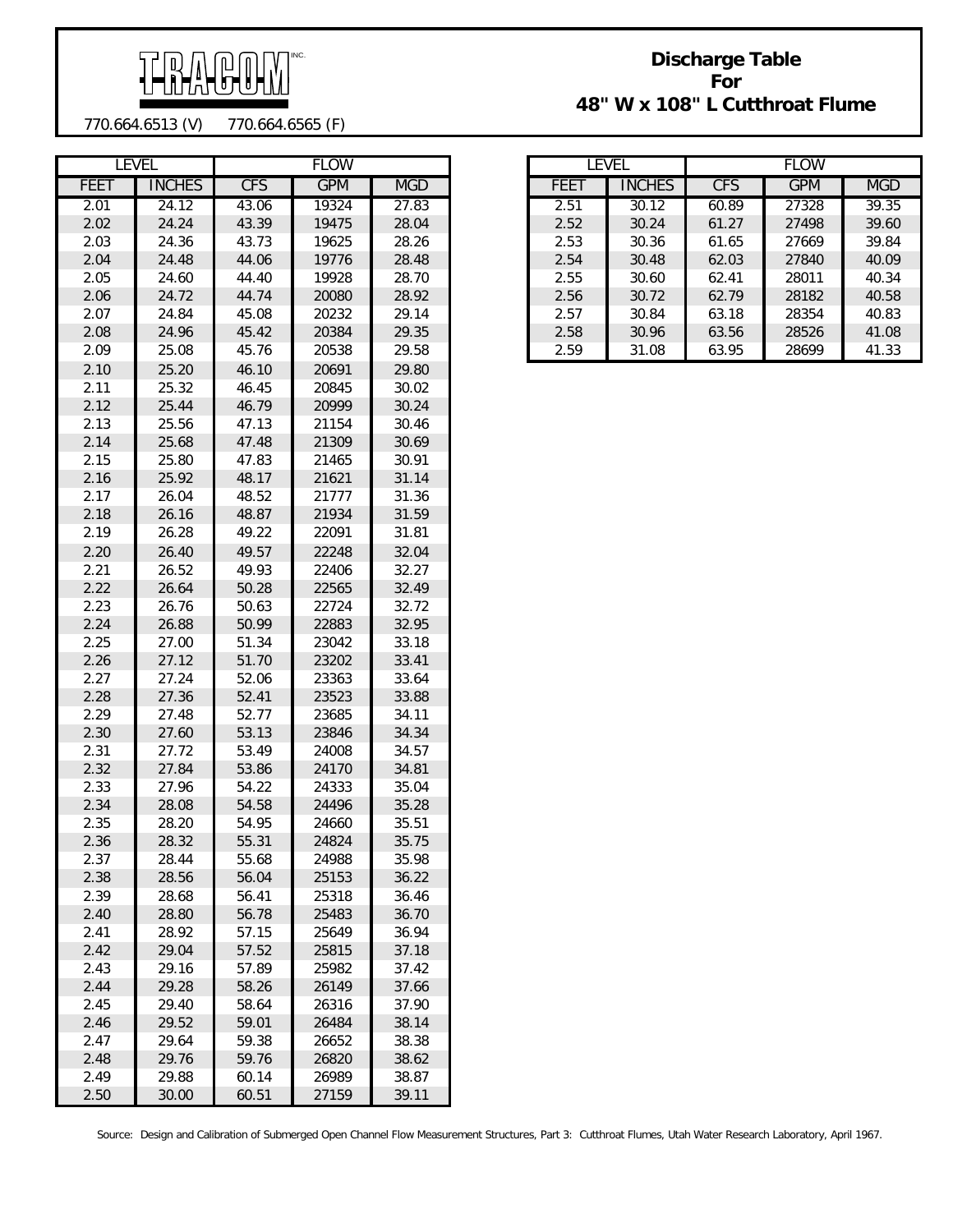TRACOM INC.

770.664.6513 (V) 770.664.6565 (F)

# Discharge Table For 48" W x 108" L Cutthroat Flume

| LEVEL | | FLOW | | |
|---|---|---|---|---|
| FEET | INCHES | CFS | GPM | MGD |
| 2.01 | 24.12 | 43.06 | 19324 | 27.83 |
| 2.02 | 24.24 | 43.39 | 19475 | 28.04 |
| 2.03 | 24.36 | 43.73 | 19625 | 28.26 |
| 2.04 | 24.48 | 44.06 | 19776 | 28.48 |
| 2.05 | 24.60 | 44.40 | 19928 | 28.70 |
| 2.06 | 24.72 | 44.74 | 20080 | 28.92 |
| 2.07 | 24.84 | 45.08 | 20232 | 29.14 |
| 2.08 | 24.96 | 45.42 | 20384 | 29.35 |
| 2.09 | 25.08 | 45.76 | 20538 | 29.58 |
| 2.10 | 25.20 | 46.10 | 20691 | 29.80 |
| 2.11 | 25.32 | 46.45 | 20845 | 30.02 |
| 2.12 | 25.44 | 46.79 | 20999 | 30.24 |
| 2.13 | 25.56 | 47.13 | 21154 | 30.46 |
| 2.14 | 25.68 | 47.48 | 21309 | 30.69 |
| 2.15 | 25.80 | 47.83 | 21465 | 30.91 |
| 2.16 | 25.92 | 48.17 | 21621 | 31.14 |
| 2.17 | 26.04 | 48.52 | 21777 | 31.36 |
| 2.18 | 26.16 | 48.87 | 21934 | 31.59 |
| 2.19 | 26.28 | 49.22 | 22091 | 31.81 |
| 2.20 | 26.40 | 49.57 | 22248 | 32.04 |
| 2.21 | 26.52 | 49.93 | 22406 | 32.27 |
| 2.22 | 26.64 | 50.28 | 22565 | 32.49 |
| 2.23 | 26.76 | 50.63 | 22724 | 32.72 |
| 2.24 | 26.88 | 50.99 | 22883 | 32.95 |
| 2.25 | 27.00 | 51.34 | 23042 | 33.18 |
| 2.26 | 27.12 | 51.70 | 23202 | 33.41 |
| 2.27 | 27.24 | 52.06 | 23363 | 33.64 |
| 2.28 | 27.36 | 52.41 | 23523 | 33.88 |
| 2.29 | 27.48 | 52.77 | 23685 | 34.11 |
| 2.30 | 27.60 | 53.13 | 23846 | 34.34 |
| 2.31 | 27.72 | 53.49 | 24008 | 34.57 |
| 2.32 | 27.84 | 53.86 | 24170 | 34.81 |
| 2.33 | 27.96 | 54.22 | 24333 | 35.04 |
| 2.34 | 28.08 | 54.58 | 24496 | 35.28 |
| 2.35 | 28.20 | 54.95 | 24660 | 35.51 |
| 2.36 | 28.32 | 55.31 | 24824 | 35.75 |
| 2.37 | 28.44 | 55.68 | 24988 | 35.98 |
| 2.38 | 28.56 | 56.04 | 25153 | 36.22 |
| 2.39 | 28.68 | 56.41 | 25318 | 36.46 |
| 2.40 | 28.80 | 56.78 | 25483 | 36.70 |
| 2.41 | 28.92 | 57.15 | 25649 | 36.94 |
| 2.42 | 29.04 | 57.52 | 25815 | 37.18 |
| 2.43 | 29.16 | 57.89 | 25982 | 37.42 |
| 2.44 | 29.28 | 58.26 | 26149 | 37.66 |
| 2.45 | 29.40 | 58.64 | 26316 | 37.90 |
| 2.46 | 29.52 | 59.01 | 26484 | 38.14 |
| 2.47 | 29.64 | 59.38 | 26652 | 38.38 |
| 2.48 | 29.76 | 59.76 | 26820 | 38.62 |
| 2.49 | 29.88 | 60.14 | 26989 | 38.87 |
| 2.50 | 30.00 | 60.51 | 27159 | 39.11 |
| 2.51 | 30.12 | 60.89 | 27328 | 39.35 |
| 2.52 | 30.24 | 61.27 | 27498 | 39.60 |
| 2.53 | 30.36 | 61.65 | 27669 | 39.84 |
| 2.54 | 30.48 | 62.03 | 27840 | 40.09 |
| 2.55 | 30.60 | 62.41 | 28011 | 40.34 |
| 2.56 | 30.72 | 62.79 | 28182 | 40.58 |
| 2.57 | 30.84 | 63.18 | 28354 | 40.83 |
| 2.58 | 30.96 | 63.56 | 28526 | 41.08 |
| 2.59 | 31.08 | 63.95 | 28699 | 41.33 |

Source: Design and Calibration of Submerged Open Channel Flow Measurement Structures, Part 3: Cutthroat Flumes, Utah Water Research Laboratory, April 1967.